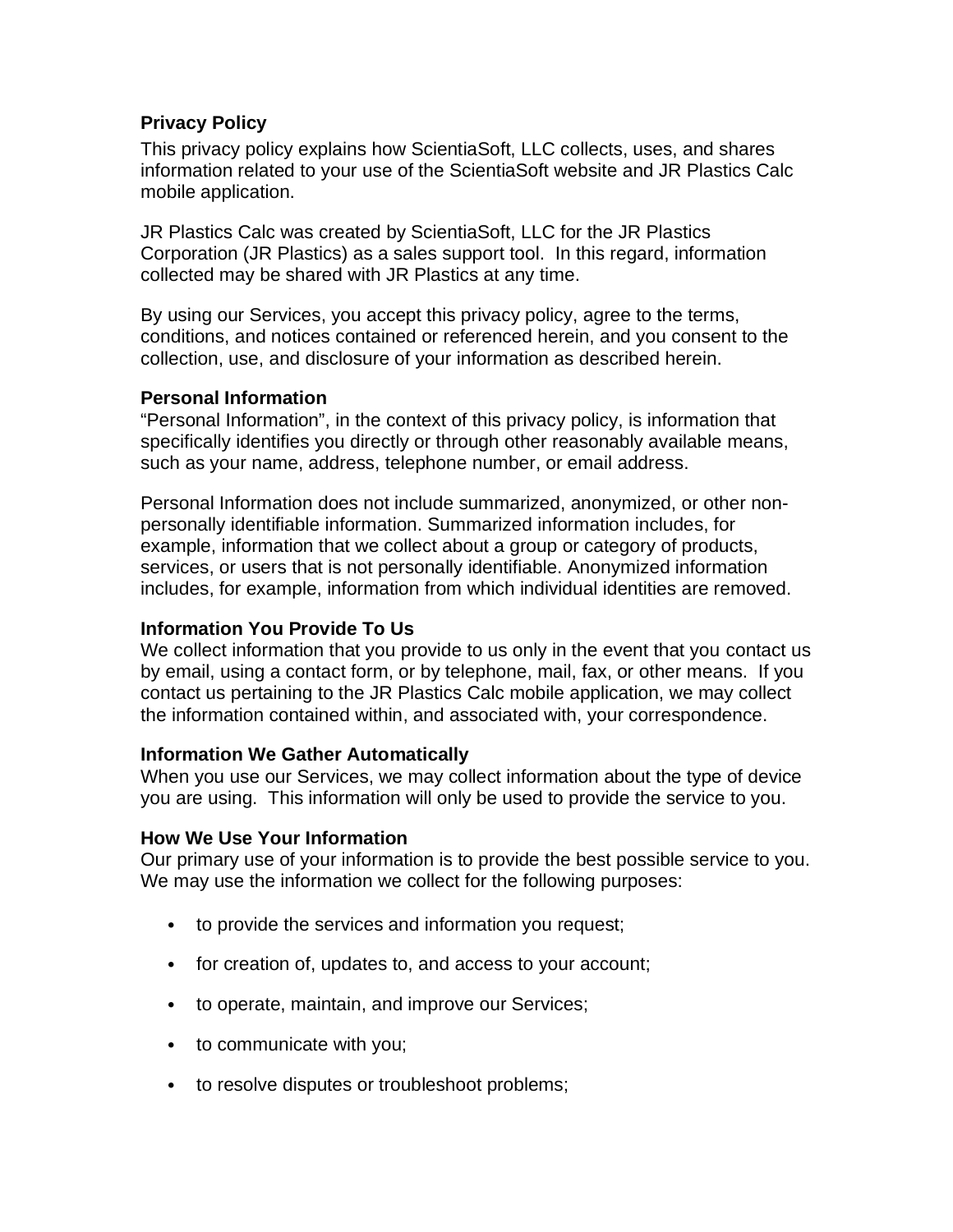# Privacy Policy

This privacy policy explains how ScientiaSoft, LLC collects, uses, and shares information related to your use of the ScientiaSoft website and JR Plastics Calc mobile application.

JR Plastics Calc was created by ScientiaSoft, LLC for the JR Plastics Corporation (JR Plastics) as a sales support tool. In this regard, information collected may be shared with JR Plastics at any time.

By using our Services, you accept this privacy policy, agree to the terms, conditions, and notices contained or referenced herein, and you consent to the collection, use, and disclosure of your information as described herein.

## Personal Information

"Personal Information", in the context of this privacy policy, is information that specifically identifies you directly or through other reasonably available means, such as your name, address, telephone number, or email address.

Personal Information does not include summarized, anonymized, or other non-personally identifiable information. Summarized information includes, for example, information that we collect about a group or category of products, services, or users that is not personally identifiable. Anonymized information includes, for example, information from which individual identities are removed.

## Information You Provide To Us

We collect information that you provide to us only in the event that you contact us by email, using a contact form, or by telephone, mail, fax, or other means. If you contact us pertaining to the JR Plastics Calc mobile application, we may collect the information contained within, and associated with, your correspondence.

## Information We Gather Automatically

When you use our Services, we may collect information about the type of device you are using. This information will only be used to provide the service to you.

## How We Use Your Information

Our primary use of your information is to provide the best possible service to you. We may use the information we collect for the following purposes:

- to provide the services and information you request;
- for creation of, updates to, and access to your account;
- to operate, maintain, and improve our Services;
- to communicate with you;
- to resolve disputes or troubleshoot problems;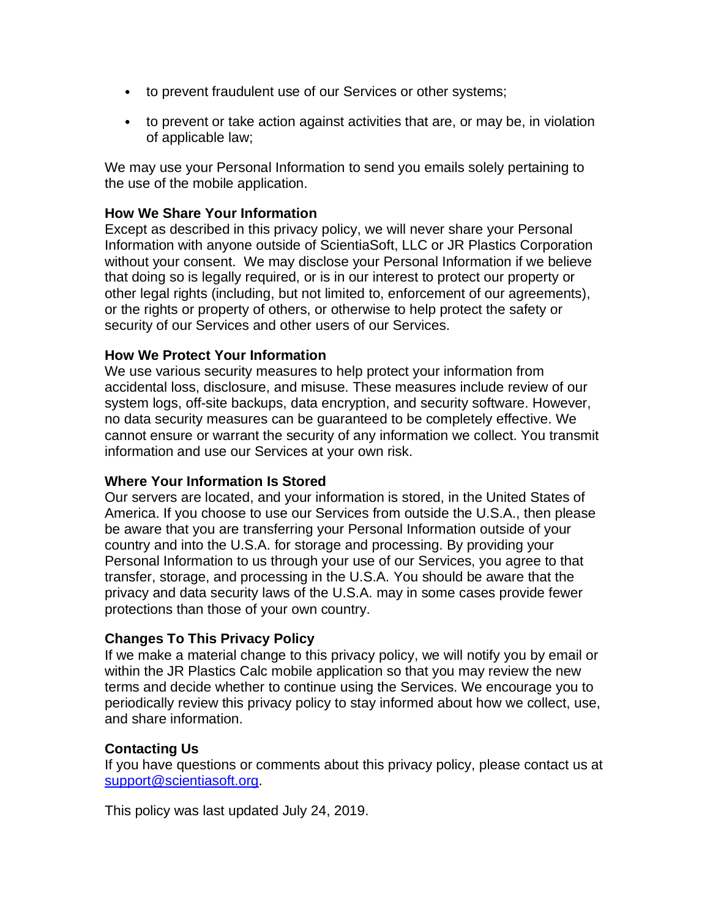- to prevent fraudulent use of our Services or other systems;
- to prevent or take action against activities that are, or may be, in violation of applicable law;

We may use your Personal Information to send you emails solely pertaining to the use of the mobile application.

**How We Share Your Information**
Except as described in this privacy policy, we will never share your Personal Information with anyone outside of ScientiaSoft, LLC or JR Plastics Corporation without your consent. We may disclose your Personal Information if we believe that doing so is legally required, or is in our interest to protect our property or other legal rights (including, but not limited to, enforcement of our agreements), or the rights or property of others, or otherwise to help protect the safety or security of our Services and other users of our Services.

**How We Protect Your Information**
We use various security measures to help protect your information from accidental loss, disclosure, and misuse. These measures include review of our system logs, off-site backups, data encryption, and security software. However, no data security measures can be guaranteed to be completely effective. We cannot ensure or warrant the security of any information we collect. You transmit information and use our Services at your own risk.

**Where Your Information Is Stored**
Our servers are located, and your information is stored, in the United States of America. If you choose to use our Services from outside the U.S.A., then please be aware that you are transferring your Personal Information outside of your country and into the U.S.A. for storage and processing. By providing your Personal Information to us through your use of our Services, you agree to that transfer, storage, and processing in the U.S.A. You should be aware that the privacy and data security laws of the U.S.A. may in some cases provide fewer protections than those of your own country.

**Changes To This Privacy Policy**
If we make a material change to this privacy policy, we will notify you by email or within the JR Plastics Calc mobile application so that you may review the new terms and decide whether to continue using the Services. We encourage you to periodically review this privacy policy to stay informed about how we collect, use, and share information.

**Contacting Us**
If you have questions or comments about this privacy policy, please contact us at [support@scientiasoft.org](mailto:support@scientiasoft.org).

This policy was last updated July 24, 2019.